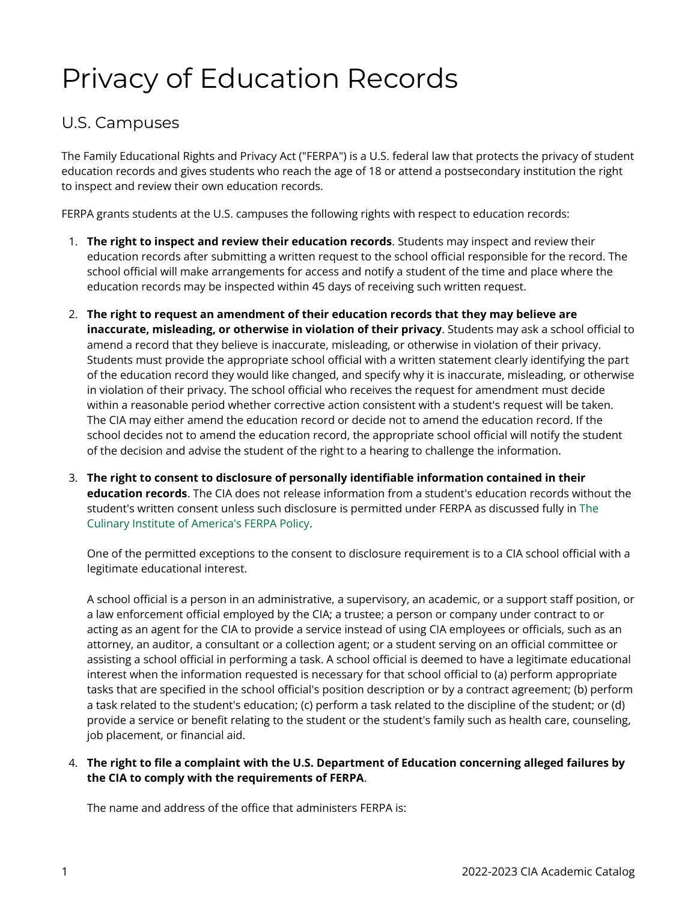# Privacy of Education Records

## U.S. Campuses

The Family Educational Rights and Privacy Act ("FERPA") is a U.S. federal law that protects the privacy of student education records and gives students who reach the age of 18 or attend a postsecondary institution the right to inspect and review their own education records.

FERPA grants students at the U.S. campuses the following rights with respect to education records:

1. **The right to inspect and review their education records**. Students may inspect and review their education records after submitting a written request to the school official responsible for the record. The school official will make arrangements for access and notify a student of the time and place where the education records may be inspected within 45 days of receiving such written request.

2. **The right to request an amendment of their education records that they may believe are inaccurate, misleading, or otherwise in violation of their privacy**. Students may ask a school official to amend a record that they believe is inaccurate, misleading, or otherwise in violation of their privacy. Students must provide the appropriate school official with a written statement clearly identifying the part of the education record they would like changed, and specify why it is inaccurate, misleading, or otherwise in violation of their privacy. The school official who receives the request for amendment must decide within a reasonable period whether corrective action consistent with a student's request will be taken. The CIA may either amend the education record or decide not to amend the education record. If the school decides not to amend the education record, the appropriate school official will notify the student of the decision and advise the student of the right to a hearing to challenge the information.

3. **The right to consent to disclosure of personally identifiable information contained in their education records**. The CIA does not release information from a student's education records without the student's written consent unless such disclosure is permitted under FERPA as discussed fully in The Culinary Institute of America's FERPA Policy.

   One of the permitted exceptions to the consent to disclosure requirement is to a CIA school official with a legitimate educational interest.

   A school official is a person in an administrative, a supervisory, an academic, or a support staff position, or a law enforcement official employed by the CIA; a trustee; a person or company under contract to or acting as an agent for the CIA to provide a service instead of using CIA employees or officials, such as an attorney, an auditor, a consultant or a collection agent; or a student serving on an official committee or assisting a school official in performing a task. A school official is deemed to have a legitimate educational interest when the information requested is necessary for that school official to (a) perform appropriate tasks that are specified in the school official's position description or by a contract agreement; (b) perform a task related to the student's education; (c) perform a task related to the discipline of the student; or (d) provide a service or benefit relating to the student or the student's family such as health care, counseling, job placement, or financial aid.

4. **The right to file a complaint with the U.S. Department of Education concerning alleged failures by the CIA to comply with the requirements of FERPA**.

   The name and address of the office that administers FERPA is: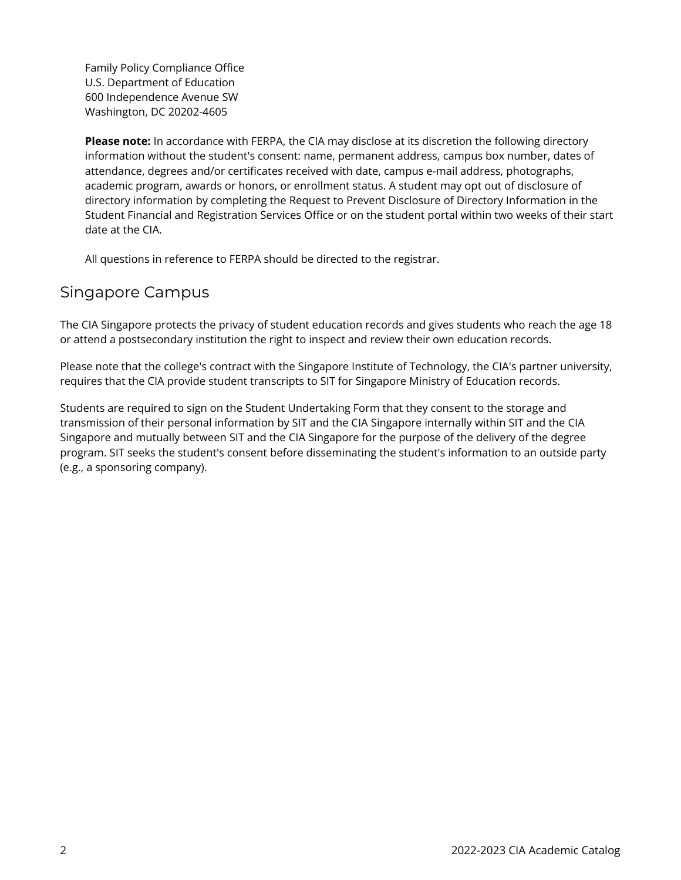Family Policy Compliance Office
U.S. Department of Education
600 Independence Avenue SW
Washington, DC 20202-4605

**Please note:** In accordance with FERPA, the CIA may disclose at its discretion the following directory information without the student's consent: name, permanent address, campus box number, dates of attendance, degrees and/or certificates received with date, campus e-mail address, photographs, academic program, awards or honors, or enrollment status. A student may opt out of disclosure of directory information by completing the Request to Prevent Disclosure of Directory Information in the Student Financial and Registration Services Office or on the student portal within two weeks of their start date at the CIA.

All questions in reference to FERPA should be directed to the registrar.

## Singapore Campus

The CIA Singapore protects the privacy of student education records and gives students who reach the age 18 or attend a postsecondary institution the right to inspect and review their own education records.

Please note that the college's contract with the Singapore Institute of Technology, the CIA's partner university, requires that the CIA provide student transcripts to SIT for Singapore Ministry of Education records.

Students are required to sign on the Student Undertaking Form that they consent to the storage and transmission of their personal information by SIT and the CIA Singapore internally within SIT and the CIA Singapore and mutually between SIT and the CIA Singapore for the purpose of the delivery of the degree program. SIT seeks the student's consent before disseminating the student's information to an outside party (e.g., a sponsoring company).